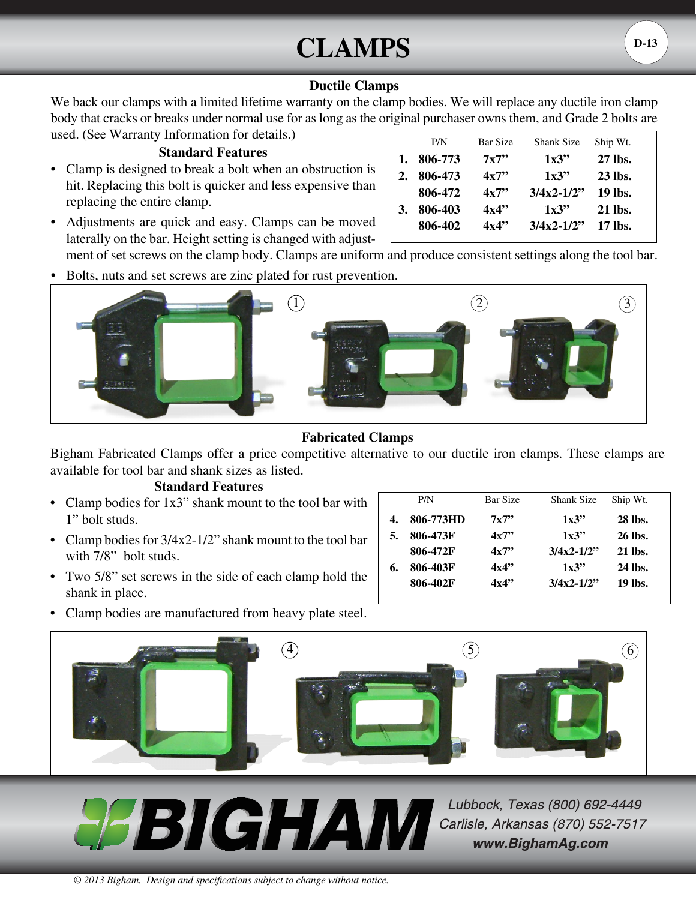# CLAMPS

## Ductile Clamps

We back our clamps with a limited lifetime warranty on the clamp bodies. We will replace any ductile iron clamp body that cracks or breaks under normal use for as long as the original purchaser owns them, and Grade 2 bolts are used. (See Warranty Information for details.)

|  | P/N | Bar Size | Shank Size | Ship Wt. |
|---|---|---|---|---|
| **1.** | **806-773** | **7x7”** | **1x3”** | **27 lbs.** |
| **2.** | **806-473** | **4x7”** | **1x3”** | **23 lbs.** |
|  | **806-472** | **4x7”** | **3/4x2-1/2”** | **19 lbs.** |
| **3.** | **806-403** | **4x4”** | **1x3”** | **21 lbs.** |
|  | **806-402** | **4x4”** | **3/4x2-1/2”** | **17 lbs.** |

### Standard Features

- Clamp is designed to break a bolt when an obstruction is hit. Replacing this bolt is quicker and less expensive than replacing the entire clamp.
- Adjustments are quick and easy. Clamps can be moved laterally on the bar. Height setting is changed with adjustment of set screws on the clamp body. Clamps are uniform and produce consistent settings along the tool bar.
- Bolts, nuts and set screws are zinc plated for rust prevention.

## Fabricated Clamps

Bigham Fabricated Clamps offer a price competitive alternative to our ductile iron clamps. These clamps are available for tool bar and shank sizes as listed.

|  | P/N | Bar Size | Shank Size | Ship Wt. |
|---|---|---|---|---|
| **4.** | **806-773HD** | **7x7”** | **1x3”** | **28 lbs.** |
| **5.** | **806-473F** | **4x7”** | **1x3”** | **26 lbs.** |
|  | **806-472F** | **4x7”** | **3/4x2-1/2”** | **21 lbs.** |
| **6.** | **806-403F** | **4x4”** | **1x3”** | **24 lbs.** |
|  | **806-402F** | **4x4”** | **3/4x2-1/2”** | **19 lbs.** |

### Standard Features

- Clamp bodies for 1x3” shank mount to the tool bar with 1” bolt studs.
- Clamp bodies for 3/4x2-1/2” shank mount to the tool bar with 7/8” bolt studs.
- Two 5/8” set screws in the side of each clamp hold the shank in place.
- Clamp bodies are manufactured from heavy plate steel.

**BIGHAM**

Lubbock, Texas (800) 692-4449
Carlisle, Arkansas (870) 552-7517
www.BighamAg.com

*© 2013 Bigham. Design and specifications subject to change without notice.*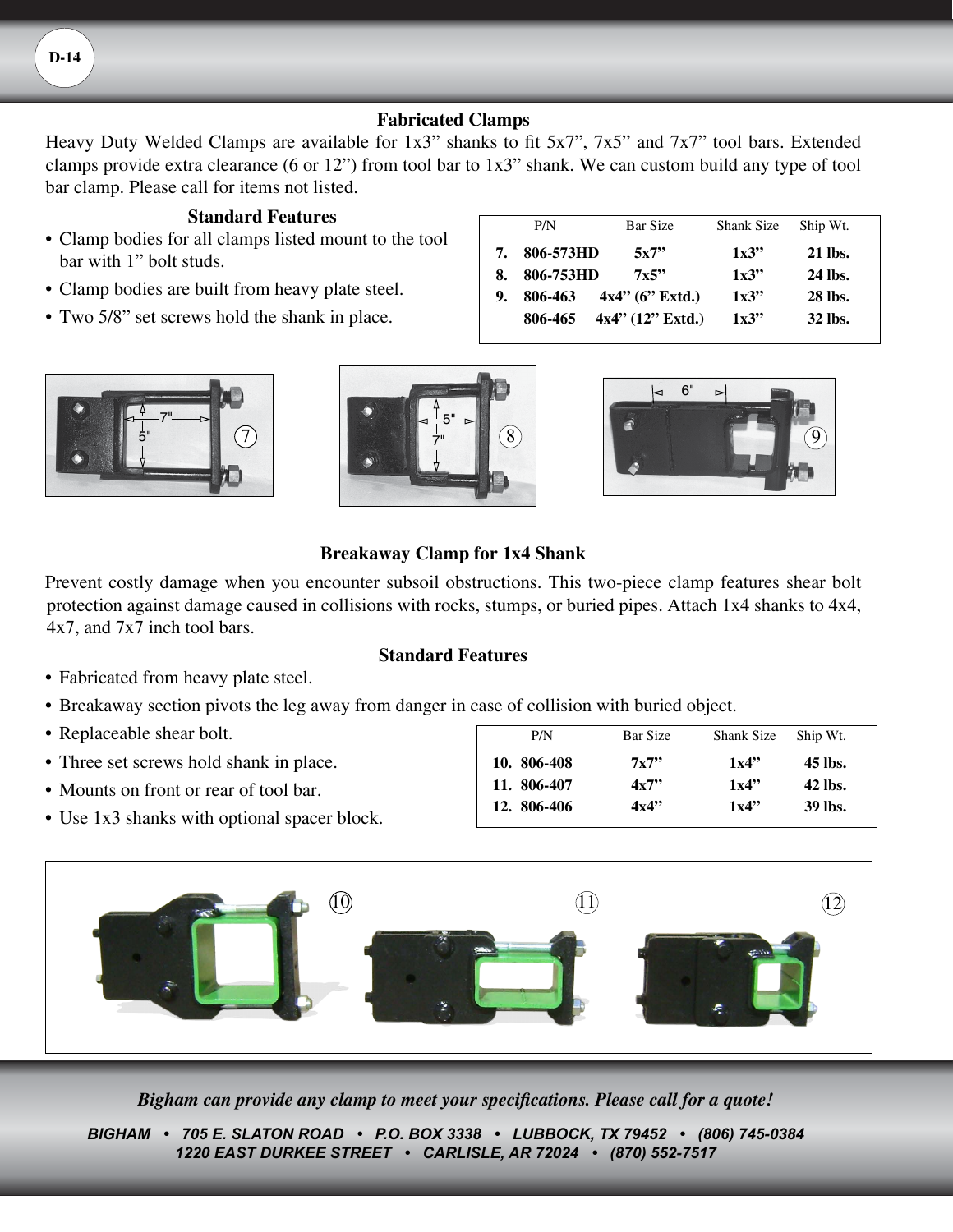## Fabricated Clamps

Heavy Duty Welded Clamps are available for 1x3” shanks to fit 5x7”, 7x5” and 7x7” tool bars. Extended clamps provide extra clearance (6 or 12”) from tool bar to 1x3” shank. We can custom build any type of tool bar clamp. Please call for items not listed.

### Standard Features

- Clamp bodies for all clamps listed mount to the tool bar with 1” bolt studs.
- Clamp bodies are built from heavy plate steel.
- Two 5/8” set screws hold the shank in place.

| | P/N | Bar Size | Shank Size | Ship Wt. |
|---|---|---|---|---|
| **7.** | **806-573HD** | **5x7”** | **1x3”** | **21 lbs.** |
| **8.** | **806-753HD** | **7x5”** | **1x3”** | **24 lbs.** |
| **9.** | **806-463** | **4x4” (6” Extd.)** | **1x3”** | **28 lbs.** |
| | **806-465** | **4x4” (12” Extd.)** | **1x3”** | **32 lbs.** |

## Breakaway Clamp for 1x4 Shank

Prevent costly damage when you encounter subsoil obstructions. This two-piece clamp features shear bolt protection against damage caused in collisions with rocks, stumps, or buried pipes. Attach 1x4 shanks to 4x4, 4x7, and 7x7 inch tool bars.

### Standard Features

- Fabricated from heavy plate steel.
- Breakaway section pivots the leg away from danger in case of collision with buried object.
- Replaceable shear bolt.
- Three set screws hold shank in place.
- Mounts on front or rear of tool bar.
- Use 1x3 shanks with optional spacer block.

| | P/N | Bar Size | Shank Size | Ship Wt. |
|---|---|---|---|---|
| **10.** | **806-408** | **7x7”** | **1x4”** | **45 lbs.** |
| **11.** | **806-407** | **4x7”** | **1x4”** | **42 lbs.** |
| **12.** | **806-406** | **4x4”** | **1x4”** | **39 lbs.** |

***Bigham can provide any clamp to meet your specifications. Please call for a quote!***

***BIGHAM • 705 E. SLATON ROAD • P.O. BOX 3338 • LUBBOCK, TX 79452 • (806) 745-0384***
***1220 EAST DURKEE STREET • CARLISLE, AR 72024 • (870) 552-7517***